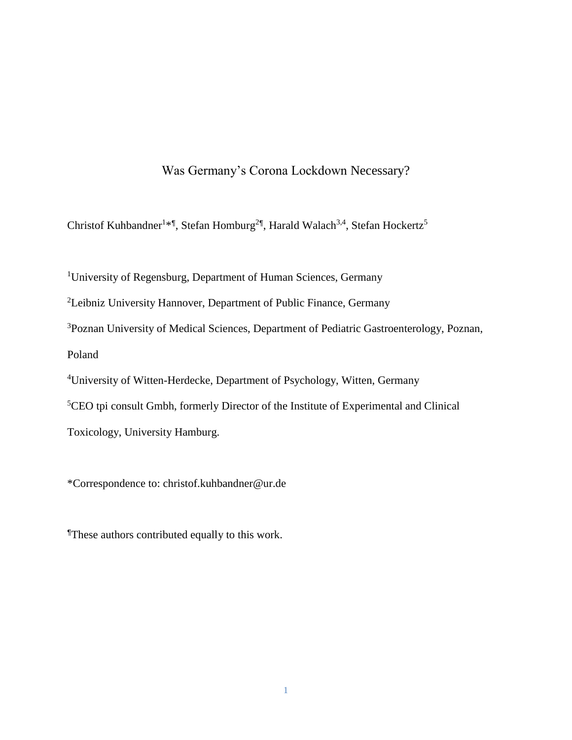# Was Germany's Corona Lockdown Necessary?

Christof Kuhbandner[1*¶], Stefan Homburg[2¶], Harald Walach[3,4], Stefan Hockertz[5]

[1]University of Regensburg, Department of Human Sciences, Germany

[2]Leibniz University Hannover, Department of Public Finance, Germany

[3]Poznan University of Medical Sciences, Department of Pediatric Gastroenterology, Poznan, Poland

[4]University of Witten-Herdecke, Department of Psychology, Witten, Germany

[5]CEO tpi consult Gmbh, formerly Director of the Institute of Experimental and Clinical Toxicology, University Hamburg.

*Correspondence to: christof.kuhbandner@ur.de

¶These authors contributed equally to this work.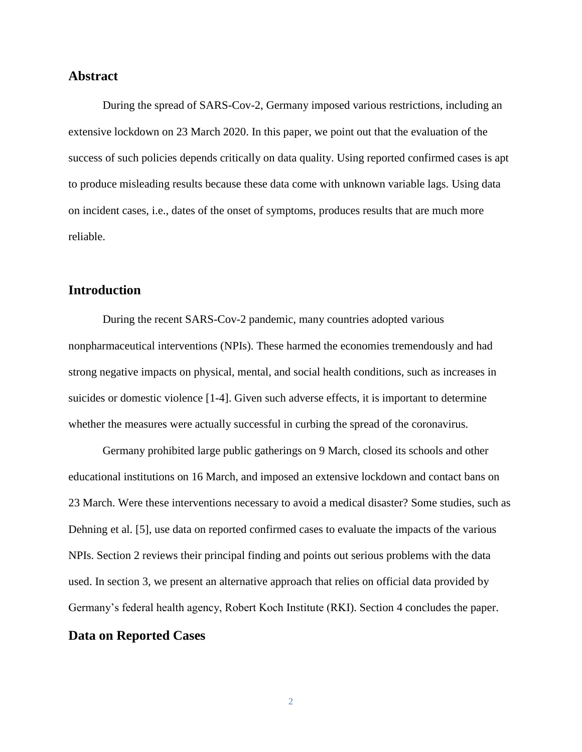## Abstract

During the spread of SARS-Cov-2, Germany imposed various restrictions, including an extensive lockdown on 23 March 2020. In this paper, we point out that the evaluation of the success of such policies depends critically on data quality. Using reported confirmed cases is apt to produce misleading results because these data come with unknown variable lags. Using data on incident cases, i.e., dates of the onset of symptoms, produces results that are much more reliable.

## Introduction

During the recent SARS-Cov-2 pandemic, many countries adopted various nonpharmaceutical interventions (NPIs). These harmed the economies tremendously and had strong negative impacts on physical, mental, and social health conditions, such as increases in suicides or domestic violence [1-4]. Given such adverse effects, it is important to determine whether the measures were actually successful in curbing the spread of the coronavirus.

Germany prohibited large public gatherings on 9 March, closed its schools and other educational institutions on 16 March, and imposed an extensive lockdown and contact bans on 23 March. Were these interventions necessary to avoid a medical disaster? Some studies, such as Dehning et al. [5], use data on reported confirmed cases to evaluate the impacts of the various NPIs. Section 2 reviews their principal finding and points out serious problems with the data used. In section 3, we present an alternative approach that relies on official data provided by Germany's federal health agency, Robert Koch Institute (RKI). Section 4 concludes the paper.

## Data on Reported Cases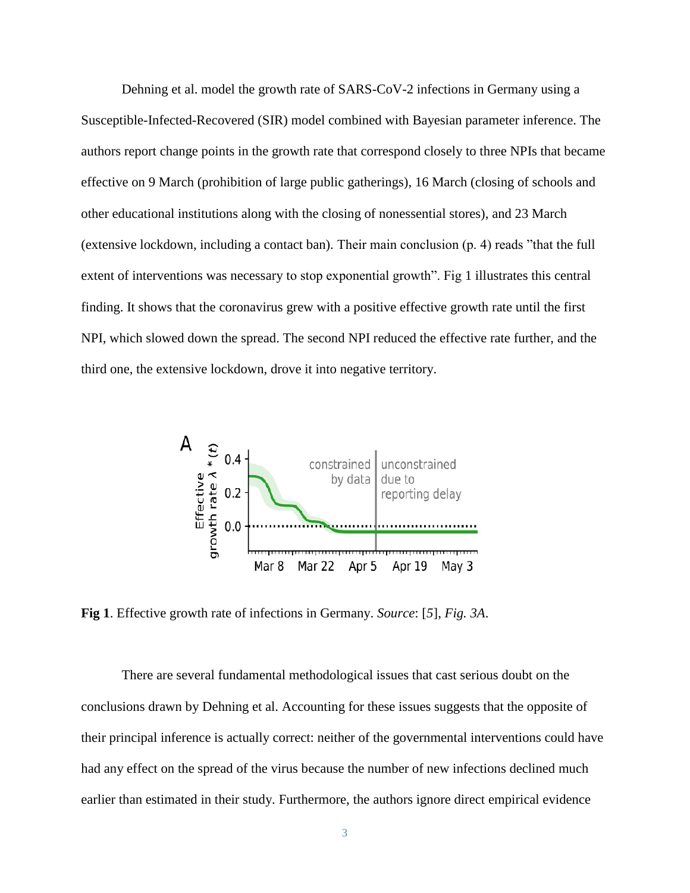Dehning et al. model the growth rate of SARS-CoV-2 infections in Germany using a Susceptible-Infected-Recovered (SIR) model combined with Bayesian parameter inference. The authors report change points in the growth rate that correspond closely to three NPIs that became effective on 9 March (prohibition of large public gatherings), 16 March (closing of schools and other educational institutions along with the closing of nonessential stores), and 23 March (extensive lockdown, including a contact ban). Their main conclusion (p. 4) reads "that the full extent of interventions was necessary to stop exponential growth". Fig 1 illustrates this central finding. It shows that the coronavirus grew with a positive effective growth rate until the first NPI, which slowed down the spread. The second NPI reduced the effective rate further, and the third one, the extensive lockdown, drove it into negative territory.

**Fig 1**. Effective growth rate of infections in Germany. *Source*: [*5*], *Fig. 3A*.

There are several fundamental methodological issues that cast serious doubt on the conclusions drawn by Dehning et al. Accounting for these issues suggests that the opposite of their principal inference is actually correct: neither of the governmental interventions could have had any effect on the spread of the virus because the number of new infections declined much earlier than estimated in their study. Furthermore, the authors ignore direct empirical evidence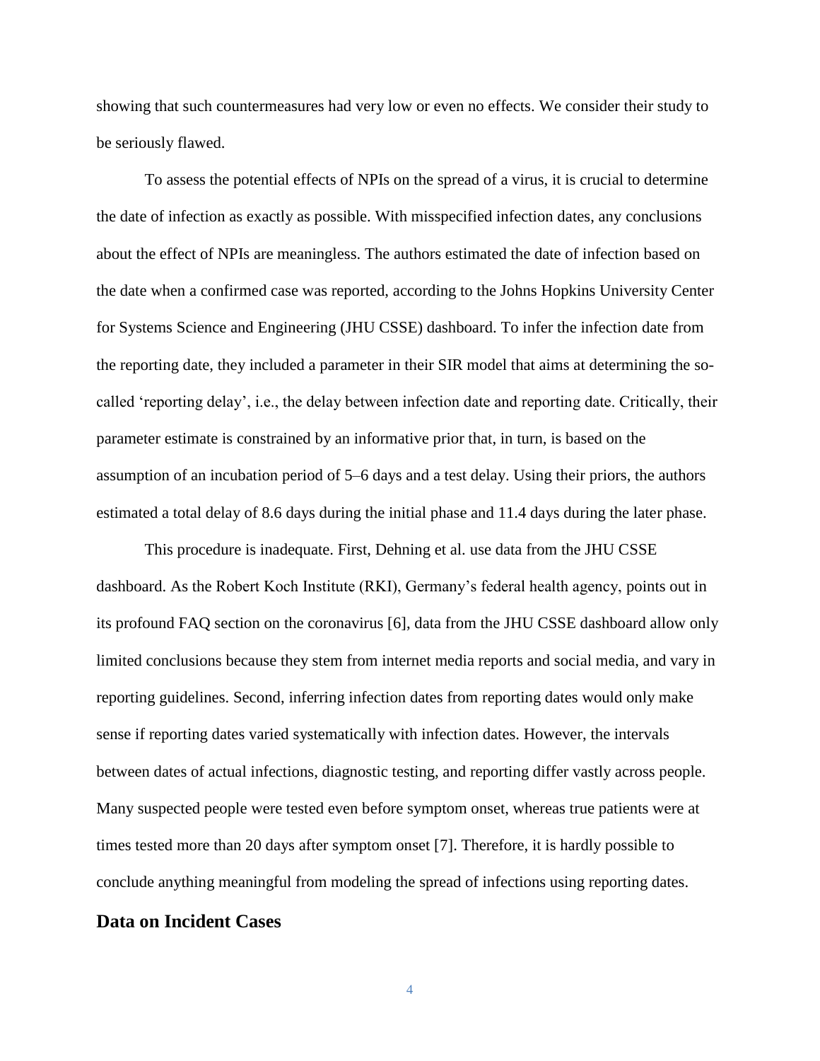showing that such countermeasures had very low or even no effects. We consider their study to be seriously flawed.

To assess the potential effects of NPIs on the spread of a virus, it is crucial to determine the date of infection as exactly as possible. With misspecified infection dates, any conclusions about the effect of NPIs are meaningless. The authors estimated the date of infection based on the date when a confirmed case was reported, according to the Johns Hopkins University Center for Systems Science and Engineering (JHU CSSE) dashboard. To infer the infection date from the reporting date, they included a parameter in their SIR model that aims at determining the so-called 'reporting delay', i.e., the delay between infection date and reporting date. Critically, their parameter estimate is constrained by an informative prior that, in turn, is based on the assumption of an incubation period of 5–6 days and a test delay. Using their priors, the authors estimated a total delay of 8.6 days during the initial phase and 11.4 days during the later phase.

This procedure is inadequate. First, Dehning et al. use data from the JHU CSSE dashboard. As the Robert Koch Institute (RKI), Germany's federal health agency, points out in its profound FAQ section on the coronavirus [6], data from the JHU CSSE dashboard allow only limited conclusions because they stem from internet media reports and social media, and vary in reporting guidelines. Second, inferring infection dates from reporting dates would only make sense if reporting dates varied systematically with infection dates. However, the intervals between dates of actual infections, diagnostic testing, and reporting differ vastly across people. Many suspected people were tested even before symptom onset, whereas true patients were at times tested more than 20 days after symptom onset [7]. Therefore, it is hardly possible to conclude anything meaningful from modeling the spread of infections using reporting dates.

## Data on Incident Cases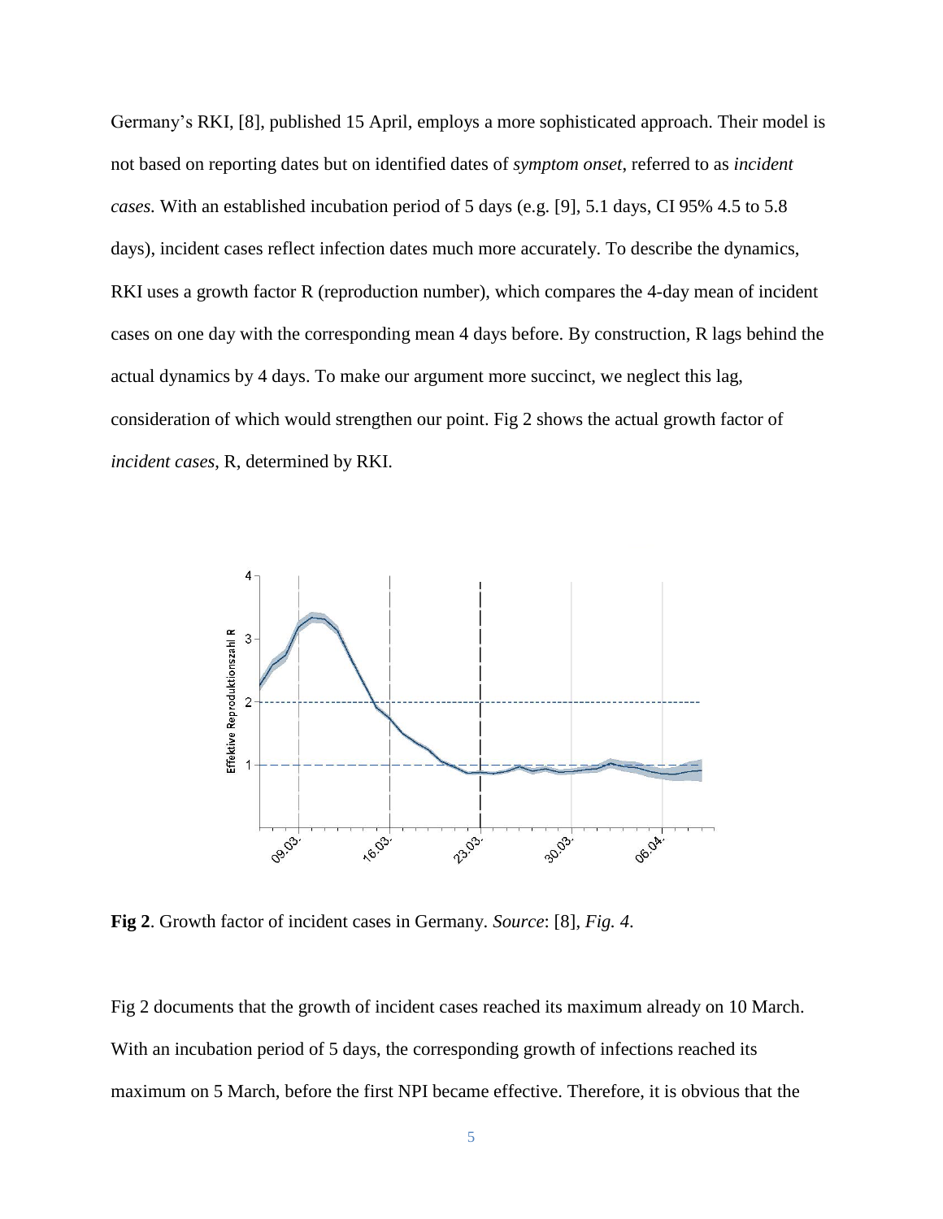Germany's RKI, [8], published 15 April, employs a more sophisticated approach. Their model is not based on reporting dates but on identified dates of *symptom onset*, referred to as *incident cases.* With an established incubation period of 5 days (e.g. [9], 5.1 days, CI 95% 4.5 to 5.8 days), incident cases reflect infection dates much more accurately. To describe the dynamics, RKI uses a growth factor R (reproduction number), which compares the 4-day mean of incident cases on one day with the corresponding mean 4 days before. By construction, R lags behind the actual dynamics by 4 days. To make our argument more succinct, we neglect this lag, consideration of which would strengthen our point. Fig 2 shows the actual growth factor of *incident cases*, R, determined by RKI.

**Fig 2**. Growth factor of incident cases in Germany. *Source*: [8], *Fig. 4*.

Fig 2 documents that the growth of incident cases reached its maximum already on 10 March. With an incubation period of 5 days, the corresponding growth of infections reached its maximum on 5 March, before the first NPI became effective. Therefore, it is obvious that the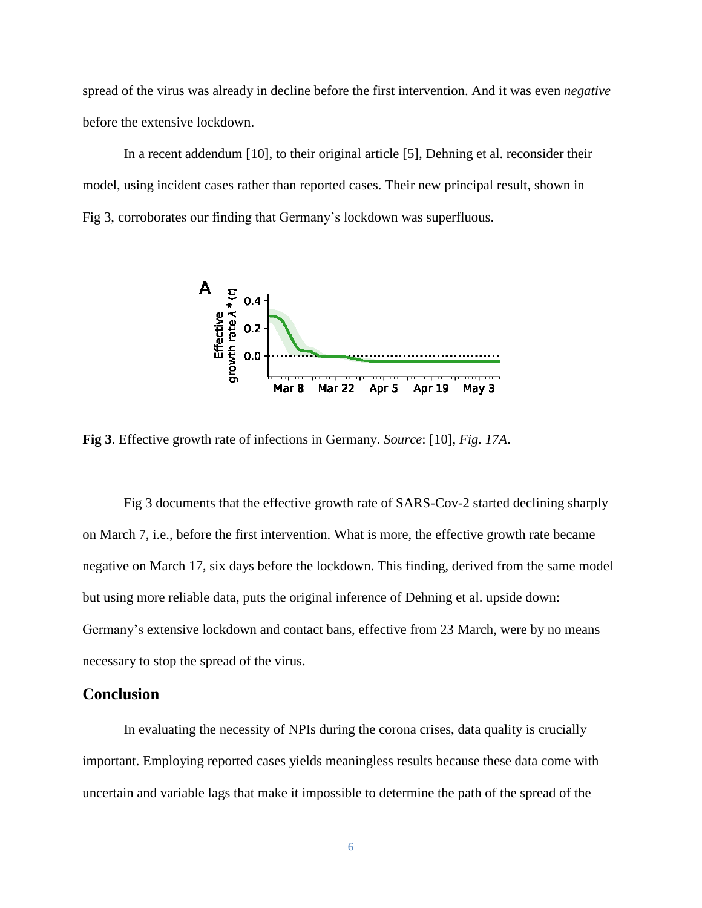spread of the virus was already in decline before the first intervention. And it was even *negative* before the extensive lockdown.

In a recent addendum [10], to their original article [5], Dehning et al. reconsider their model, using incident cases rather than reported cases. Their new principal result, shown in Fig 3, corroborates our finding that Germany's lockdown was superfluous.

**Fig 3**. Effective growth rate of infections in Germany. *Source*: [10], *Fig. 17A*.

Fig 3 documents that the effective growth rate of SARS-Cov-2 started declining sharply on March 7, i.e., before the first intervention. What is more, the effective growth rate became negative on March 17, six days before the lockdown. This finding, derived from the same model but using more reliable data, puts the original inference of Dehning et al. upside down: Germany's extensive lockdown and contact bans, effective from 23 March, were by no means necessary to stop the spread of the virus.

## Conclusion

In evaluating the necessity of NPIs during the corona crises, data quality is crucially important. Employing reported cases yields meaningless results because these data come with uncertain and variable lags that make it impossible to determine the path of the spread of the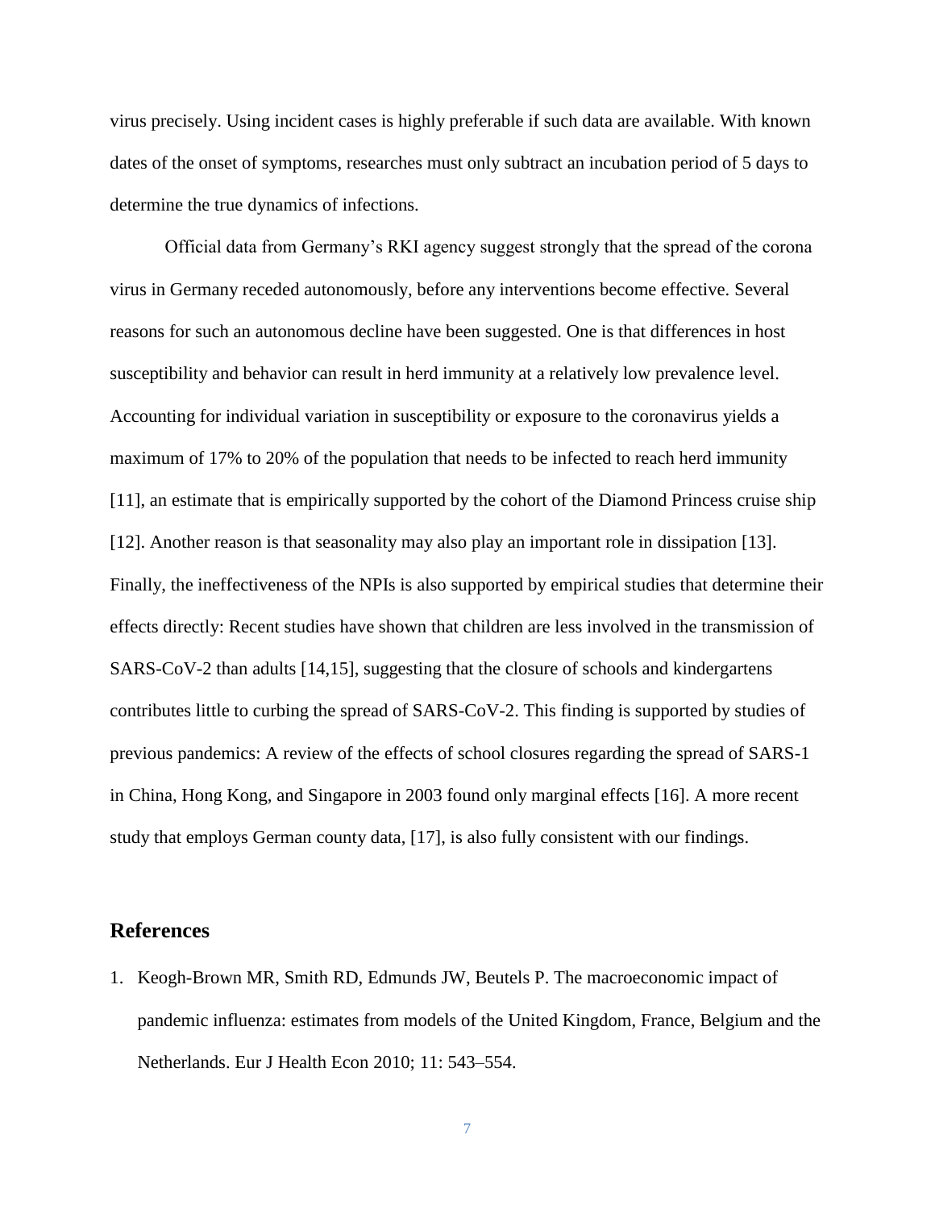virus precisely. Using incident cases is highly preferable if such data are available. With known dates of the onset of symptoms, researches must only subtract an incubation period of 5 days to determine the true dynamics of infections.

Official data from Germany's RKI agency suggest strongly that the spread of the corona virus in Germany receded autonomously, before any interventions become effective. Several reasons for such an autonomous decline have been suggested. One is that differences in host susceptibility and behavior can result in herd immunity at a relatively low prevalence level. Accounting for individual variation in susceptibility or exposure to the coronavirus yields a maximum of 17% to 20% of the population that needs to be infected to reach herd immunity [11], an estimate that is empirically supported by the cohort of the Diamond Princess cruise ship [12]. Another reason is that seasonality may also play an important role in dissipation [13]. Finally, the ineffectiveness of the NPIs is also supported by empirical studies that determine their effects directly: Recent studies have shown that children are less involved in the transmission of SARS-CoV-2 than adults [14,15], suggesting that the closure of schools and kindergartens contributes little to curbing the spread of SARS-CoV-2. This finding is supported by studies of previous pandemics: A review of the effects of school closures regarding the spread of SARS-1 in China, Hong Kong, and Singapore in 2003 found only marginal effects [16]. A more recent study that employs German county data, [17], is also fully consistent with our findings.

## References

1. Keogh-Brown MR, Smith RD, Edmunds JW, Beutels P. The macroeconomic impact of pandemic influenza: estimates from models of the United Kingdom, France, Belgium and the Netherlands. Eur J Health Econ 2010; 11: 543–554.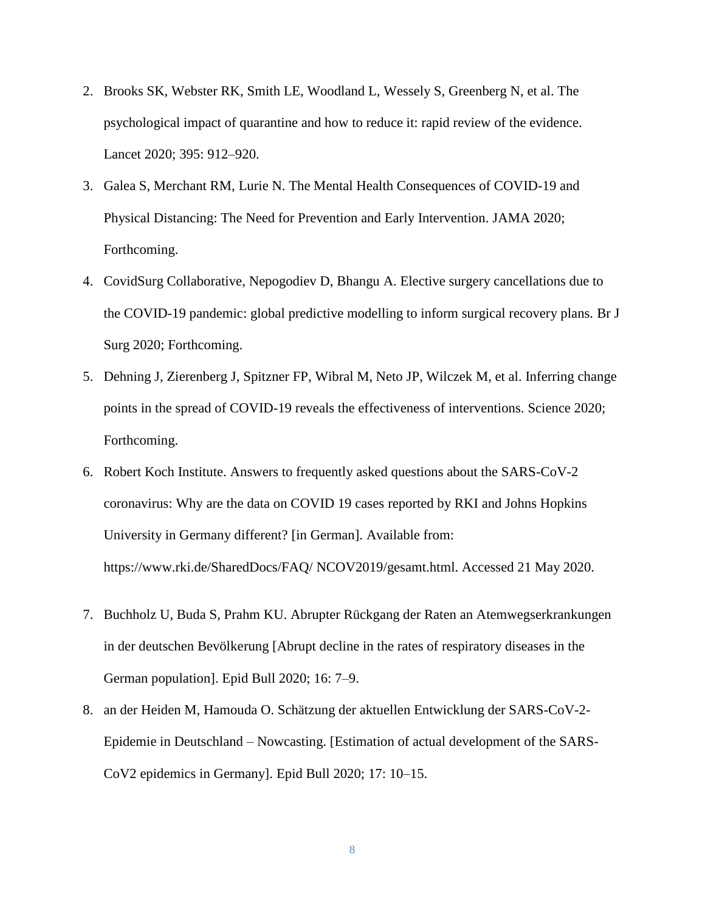2. Brooks SK, Webster RK, Smith LE, Woodland L, Wessely S, Greenberg N, et al. The psychological impact of quarantine and how to reduce it: rapid review of the evidence. Lancet 2020; 395: 912–920.
3. Galea S, Merchant RM, Lurie N. The Mental Health Consequences of COVID-19 and Physical Distancing: The Need for Prevention and Early Intervention. JAMA 2020; Forthcoming.
4. CovidSurg Collaborative, Nepogodiev D, Bhangu A. Elective surgery cancellations due to the COVID-19 pandemic: global predictive modelling to inform surgical recovery plans. Br J Surg 2020; Forthcoming.
5. Dehning J, Zierenberg J, Spitzner FP, Wibral M, Neto JP, Wilczek M, et al. Inferring change points in the spread of COVID-19 reveals the effectiveness of interventions. Science 2020; Forthcoming.
6. Robert Koch Institute. Answers to frequently asked questions about the SARS-CoV-2 coronavirus: Why are the data on COVID 19 cases reported by RKI and Johns Hopkins University in Germany different? [in German]. Available from: https://www.rki.de/SharedDocs/FAQ/ NCOV2019/gesamt.html. Accessed 21 May 2020.
7. Buchholz U, Buda S, Prahm KU. Abrupter Rückgang der Raten an Atemwegserkrankungen in der deutschen Bevölkerung [Abrupt decline in the rates of respiratory diseases in the German population]. Epid Bull 2020; 16: 7–9.
8. an der Heiden M, Hamouda O. Schätzung der aktuellen Entwicklung der SARS-CoV-2-Epidemie in Deutschland – Nowcasting. [Estimation of actual development of the SARS-CoV2 epidemics in Germany]. Epid Bull 2020; 17: 10–15.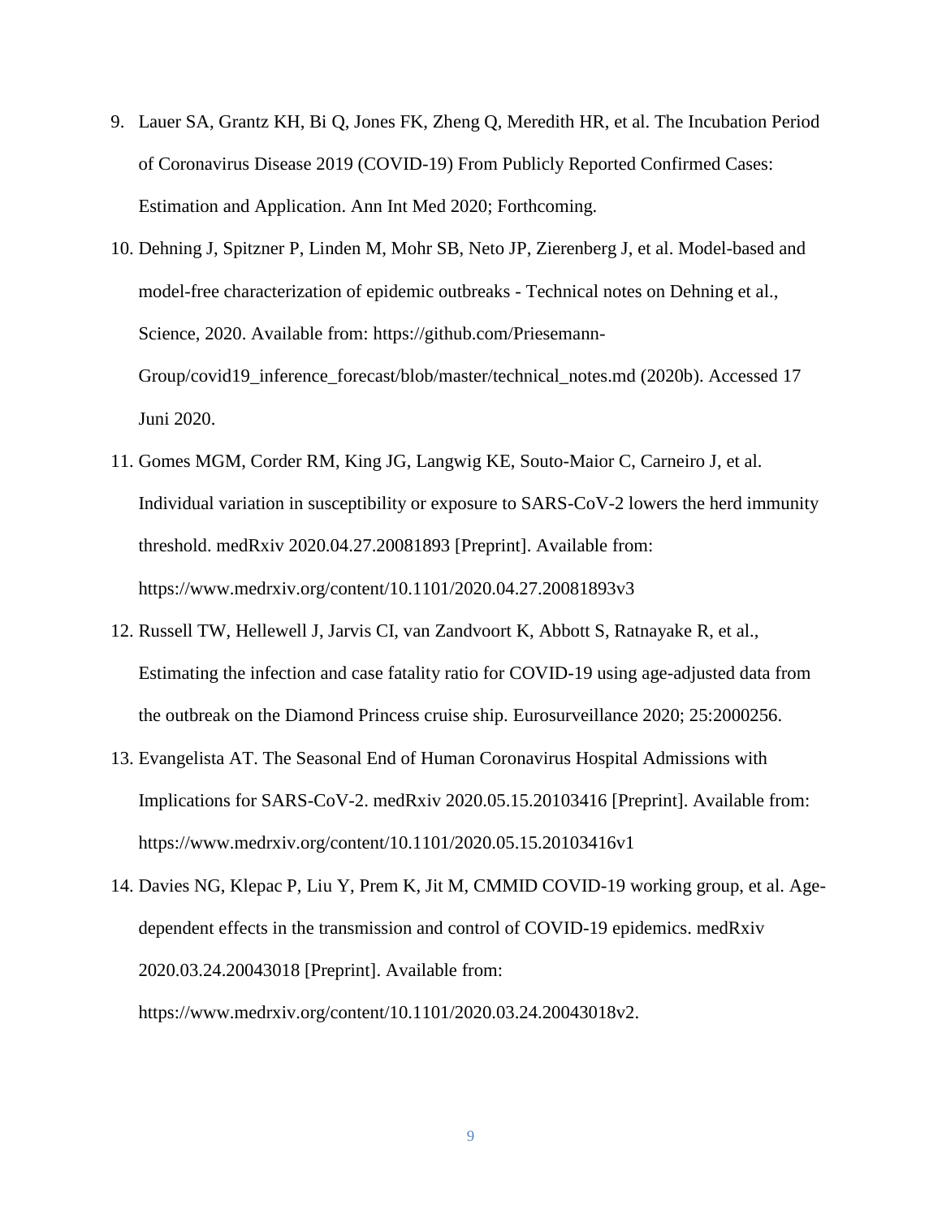9. Lauer SA, Grantz KH, Bi Q, Jones FK, Zheng Q, Meredith HR, et al. The Incubation Period of Coronavirus Disease 2019 (COVID-19) From Publicly Reported Confirmed Cases: Estimation and Application. Ann Int Med 2020; Forthcoming.
10. Dehning J, Spitzner P, Linden M, Mohr SB, Neto JP, Zierenberg J, et al. Model-based and model-free characterization of epidemic outbreaks - Technical notes on Dehning et al., Science, 2020. Available from: https://github.com/Priesemann-Group/covid19_inference_forecast/blob/master/technical_notes.md (2020b). Accessed 17 Juni 2020.
11. Gomes MGM, Corder RM, King JG, Langwig KE, Souto-Maior C, Carneiro J, et al. Individual variation in susceptibility or exposure to SARS-CoV-2 lowers the herd immunity threshold. medRxiv 2020.04.27.20081893 [Preprint]. Available from: https://www.medrxiv.org/content/10.1101/2020.04.27.20081893v3
12. Russell TW, Hellewell J, Jarvis CI, van Zandvoort K, Abbott S, Ratnayake R, et al., Estimating the infection and case fatality ratio for COVID-19 using age-adjusted data from the outbreak on the Diamond Princess cruise ship. Eurosurveillance 2020; 25:2000256.
13. Evangelista AT. The Seasonal End of Human Coronavirus Hospital Admissions with Implications for SARS-CoV-2. medRxiv 2020.05.15.20103416 [Preprint]. Available from: https://www.medrxiv.org/content/10.1101/2020.05.15.20103416v1
14. Davies NG, Klepac P, Liu Y, Prem K, Jit M, CMMID COVID-19 working group, et al. Age-dependent effects in the transmission and control of COVID-19 epidemics. medRxiv 2020.03.24.20043018 [Preprint]. Available from: https://www.medrxiv.org/content/10.1101/2020.03.24.20043018v2.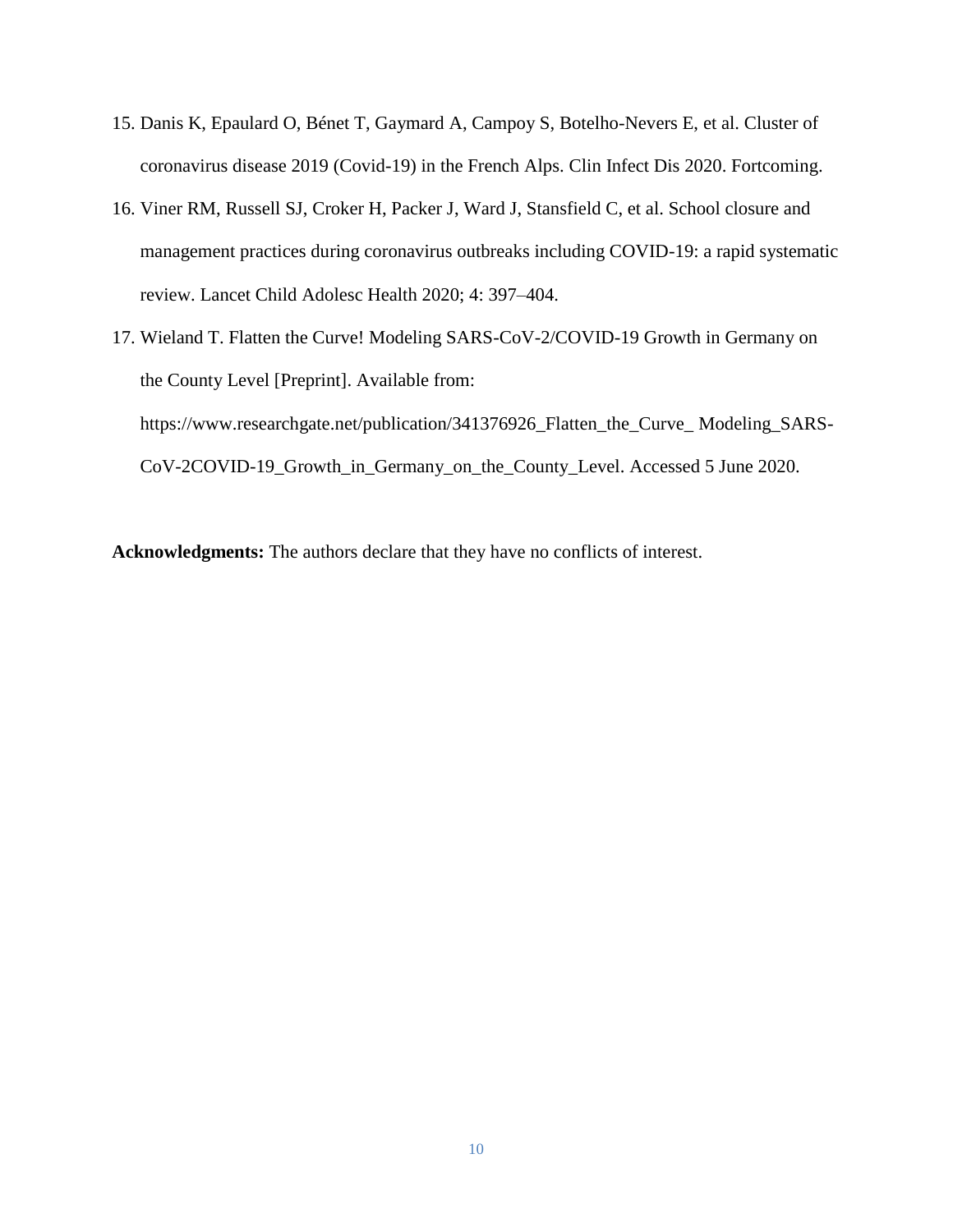15. Danis K, Epaulard O, Bénet T, Gaymard A, Campoy S, Botelho-Nevers E, et al. Cluster of coronavirus disease 2019 (Covid-19) in the French Alps. Clin Infect Dis 2020. Fortcoming.
16. Viner RM, Russell SJ, Croker H, Packer J, Ward J, Stansfield C, et al. School closure and management practices during coronavirus outbreaks including COVID-19: a rapid systematic review. Lancet Child Adolesc Health 2020; 4: 397–404.
17. Wieland T. Flatten the Curve! Modeling SARS-CoV-2/COVID-19 Growth in Germany on the County Level [Preprint]. Available from: https://www.researchgate.net/publication/341376926_Flatten_the_Curve_ Modeling_SARS-CoV-2COVID-19_Growth_in_Germany_on_the_County_Level. Accessed 5 June 2020.

**Acknowledgments:** The authors declare that they have no conflicts of interest.